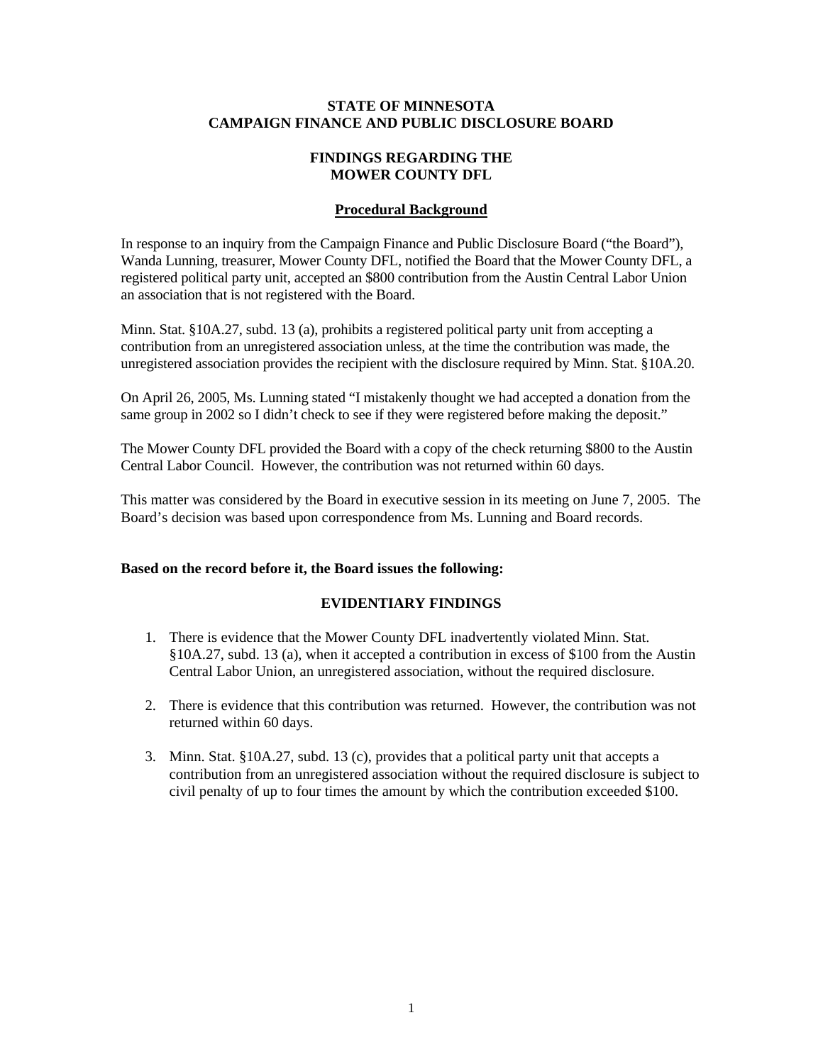**STATE OF MINNESOTA**
**CAMPAIGN FINANCE AND PUBLIC DISCLOSURE BOARD**

**FINDINGS REGARDING THE**
**MOWER COUNTY DFL**

## Procedural Background

In response to an inquiry from the Campaign Finance and Public Disclosure Board ("the Board"), Wanda Lunning, treasurer, Mower County DFL, notified the Board that the Mower County DFL, a registered political party unit, accepted an $800 contribution from the Austin Central Labor Union an association that is not registered with the Board.

Minn. Stat. §10A.27, subd. 13 (a), prohibits a registered political party unit from accepting a contribution from an unregistered association unless, at the time the contribution was made, the unregistered association provides the recipient with the disclosure required by Minn. Stat. §10A.20.

On April 26, 2005, Ms. Lunning stated "I mistakenly thought we had accepted a donation from the same group in 2002 so I didn't check to see if they were registered before making the deposit."

The Mower County DFL provided the Board with a copy of the check returning $800 to the Austin Central Labor Council. However, the contribution was not returned within 60 days.

This matter was considered by the Board in executive session in its meeting on June 7, 2005. The Board's decision was based upon correspondence from Ms. Lunning and Board records.

**Based on the record before it, the Board issues the following:**

## EVIDENTIARY FINDINGS

1. There is evidence that the Mower County DFL inadvertently violated Minn. Stat. §10A.27, subd. 13 (a), when it accepted a contribution in excess of $100 from the Austin Central Labor Union, an unregistered association, without the required disclosure.

2. There is evidence that this contribution was returned. However, the contribution was not returned within 60 days.

3. Minn. Stat. §10A.27, subd. 13 (c), provides that a political party unit that accepts a contribution from an unregistered association without the required disclosure is subject to civil penalty of up to four times the amount by which the contribution exceeded $100.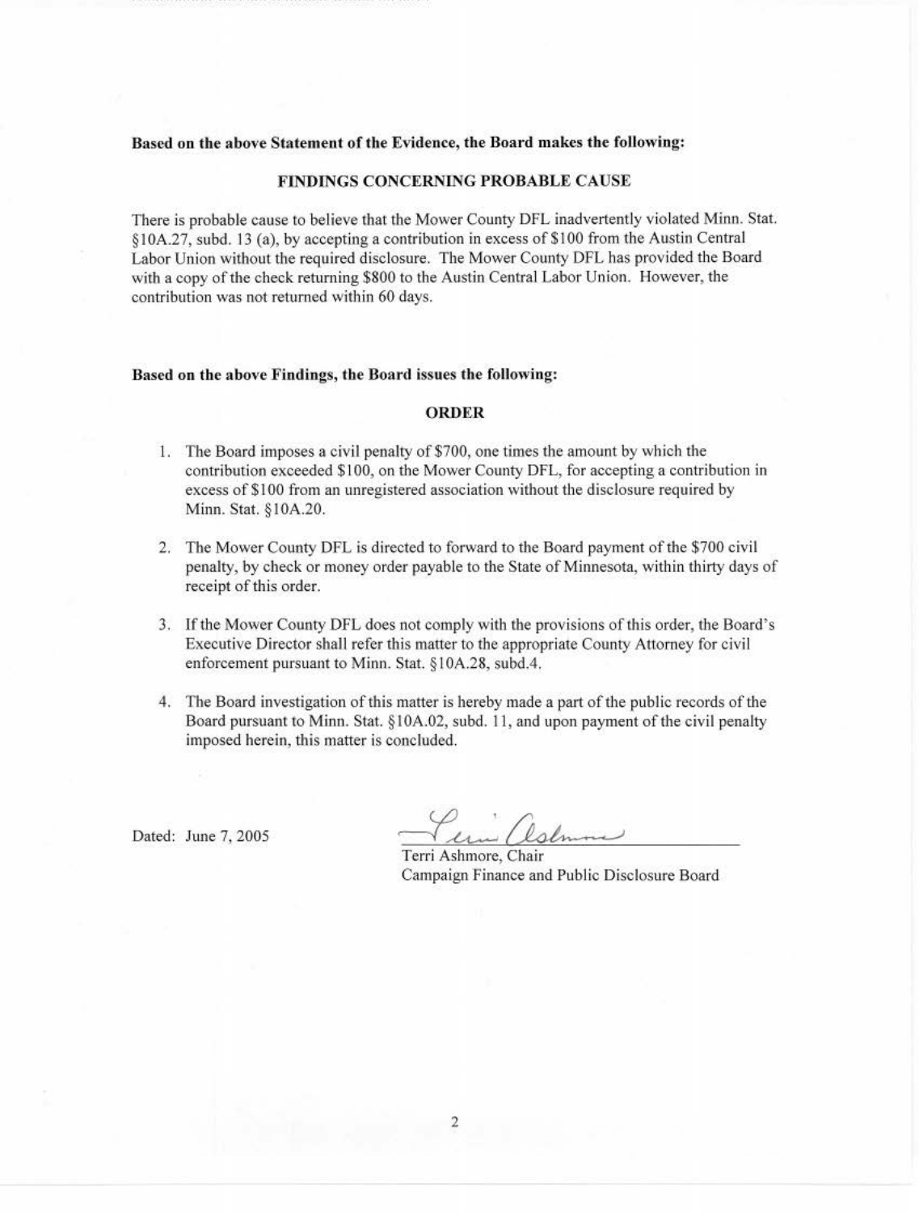**Based on the above Statement of the Evidence, the Board makes the following:**

## FINDINGS CONCERNING PROBABLE CAUSE

There is probable cause to believe that the Mower County DFL inadvertently violated Minn. Stat. §10A.27, subd. 13 (a), by accepting a contribution in excess of $100 from the Austin Central Labor Union without the required disclosure. The Mower County DFL has provided the Board with a copy of the check returning $800 to the Austin Central Labor Union. However, the contribution was not returned within 60 days.

**Based on the above Findings, the Board issues the following:**

## ORDER

1. The Board imposes a civil penalty of $700, one times the amount by which the contribution exceeded $100, on the Mower County DFL, for accepting a contribution in excess of $100 from an unregistered association without the disclosure required by Minn. Stat. §10A.20.
2. The Mower County DFL is directed to forward to the Board payment of the $700 civil penalty, by check or money order payable to the State of Minnesota, within thirty days of receipt of this order.
3. If the Mower County DFL does not comply with the provisions of this order, the Board's Executive Director shall refer this matter to the appropriate County Attorney for civil enforcement pursuant to Minn. Stat. §10A.28, subd.4.
4. The Board investigation of this matter is hereby made a part of the public records of the Board pursuant to Minn. Stat. §10A.02, subd. 11, and upon payment of the civil penalty imposed herein, this matter is concluded.

Dated: June 7, 2005

Terri Ashmore, Chair
Campaign Finance and Public Disclosure Board